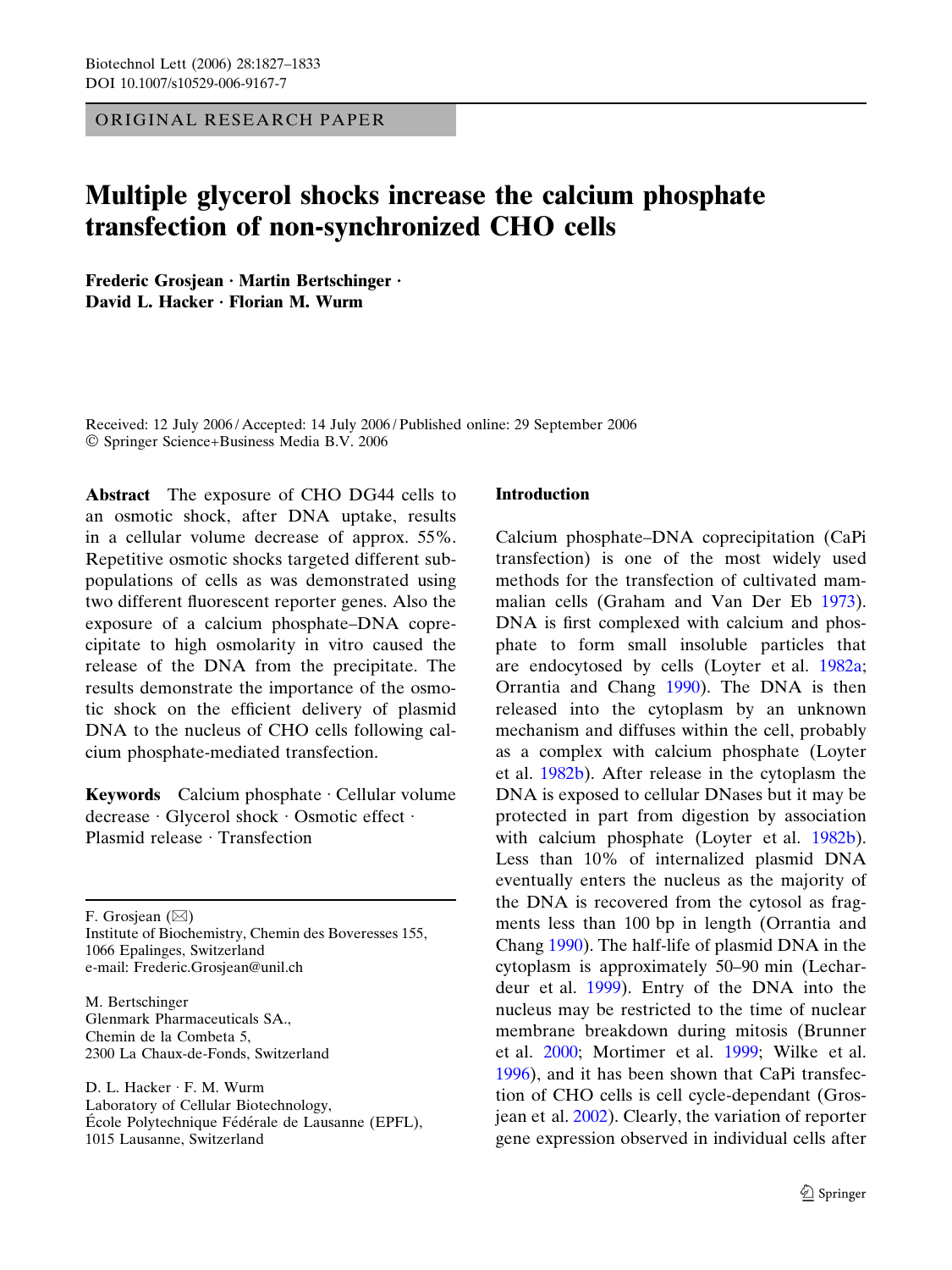ORIGINAL RESEARCH PAPER

# Multiple glycerol shocks increase the calcium phosphate transfection of non-synchronized CHO cells

**Frederic Grosjean · Martin Bertschinger · David L. Hacker · Florian M. Wurm**

Received: 12 July 2006 / Accepted: 14 July 2006 / Published online: 29 September 2006
© Springer Science+Business Media B.V. 2006

**Abstract** The exposure of CHO DG44 cells to an osmotic shock, after DNA uptake, results in a cellular volume decrease of approx. 55%. Repetitive osmotic shocks targeted different subpopulations of cells as was demonstrated using two different fluorescent reporter genes. Also the exposure of a calcium phosphate–DNA coprecipitate to high osmolarity in vitro caused the release of the DNA from the precipitate. The results demonstrate the importance of the osmotic shock on the efficient delivery of plasmid DNA to the nucleus of CHO cells following calcium phosphate-mediated transfection.

**Keywords** Calcium phosphate · Cellular volume decrease · Glycerol shock · Osmotic effect · Plasmid release · Transfection

F. Grosjean (✉)
Institute of Biochemistry, Chemin des Boveresses 155, 1066 Epalinges, Switzerland
e-mail: Frederic.Grosjean@unil.ch

M. Bertschinger
Glenmark Pharmaceuticals SA., Chemin de la Combeta 5, 2300 La Chaux-de-Fonds, Switzerland

D. L. Hacker · F. M. Wurm
Laboratory of Cellular Biotechnology, École Polytechnique Fédérale de Lausanne (EPFL), 1015 Lausanne, Switzerland

## Introduction

Calcium phosphate–DNA coprecipitation (CaPi transfection) is one of the most widely used methods for the transfection of cultivated mammalian cells (Graham and Van Der Eb 1973). DNA is first complexed with calcium and phosphate to form small insoluble particles that are endocytosed by cells (Loyter et al. 1982a; Orrantia and Chang 1990). The DNA is then released into the cytoplasm by an unknown mechanism and diffuses within the cell, probably as a complex with calcium phosphate (Loyter et al. 1982b). After release in the cytoplasm the DNA is exposed to cellular DNases but it may be protected in part from digestion by association with calcium phosphate (Loyter et al. 1982b). Less than 10% of internalized plasmid DNA eventually enters the nucleus as the majority of the DNA is recovered from the cytosol as fragments less than 100 bp in length (Orrantia and Chang 1990). The half-life of plasmid DNA in the cytoplasm is approximately 50–90 min (Lechardeur et al. 1999). Entry of the DNA into the nucleus may be restricted to the time of nuclear membrane breakdown during mitosis (Brunner et al. 2000; Mortimer et al. 1999; Wilke et al. 1996), and it has been shown that CaPi transfection of CHO cells is cell cycle-dependant (Grosjean et al. 2002). Clearly, the variation of reporter gene expression observed in individual cells after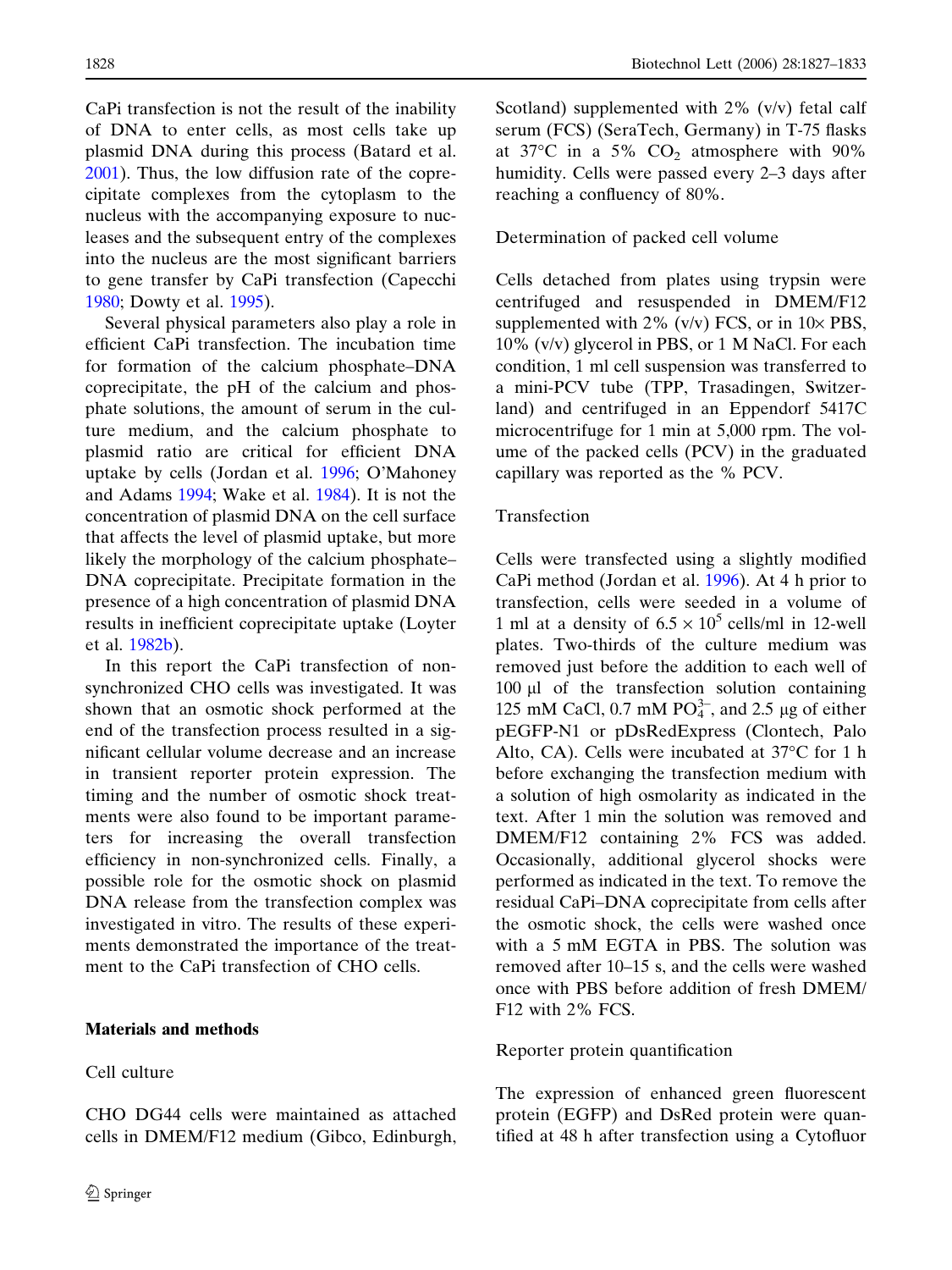CaPi transfection is not the result of the inability of DNA to enter cells, as most cells take up plasmid DNA during this process (Batard et al. 2001). Thus, the low diffusion rate of the coprecipitate complexes from the cytoplasm to the nucleus with the accompanying exposure to nucleases and the subsequent entry of the complexes into the nucleus are the most significant barriers to gene transfer by CaPi transfection (Capecchi 1980; Dowty et al. 1995).

Several physical parameters also play a role in efficient CaPi transfection. The incubation time for formation of the calcium phosphate–DNA coprecipitate, the pH of the calcium and phosphate solutions, the amount of serum in the culture medium, and the calcium phosphate to plasmid ratio are critical for efficient DNA uptake by cells (Jordan et al. 1996; O'Mahoney and Adams 1994; Wake et al. 1984). It is not the concentration of plasmid DNA on the cell surface that affects the level of plasmid uptake, but more likely the morphology of the calcium phosphate–DNA coprecipitate. Precipitate formation in the presence of a high concentration of plasmid DNA results in inefficient coprecipitate uptake (Loyter et al. 1982b).

In this report the CaPi transfection of non-synchronized CHO cells was investigated. It was shown that an osmotic shock performed at the end of the transfection process resulted in a significant cellular volume decrease and an increase in transient reporter protein expression. The timing and the number of osmotic shock treatments were also found to be important parameters for increasing the overall transfection efficiency in non-synchronized cells. Finally, a possible role for the osmotic shock on plasmid DNA release from the transfection complex was investigated in vitro. The results of these experiments demonstrated the importance of the treatment to the CaPi transfection of CHO cells.

## Materials and methods

### Cell culture

CHO DG44 cells were maintained as attached cells in DMEM/F12 medium (Gibco, Edinburgh, Scotland) supplemented with 2% (v/v) fetal calf serum (FCS) (SeraTech, Germany) in T-75 flasks at 37°C in a 5% $CO_2$ atmosphere with 90% humidity. Cells were passed every 2–3 days after reaching a confluency of 80%.

### Determination of packed cell volume

Cells detached from plates using trypsin were centrifuged and resuspended in DMEM/F12 supplemented with 2% (v/v) FCS, or in 10× PBS, 10% (v/v) glycerol in PBS, or 1 M NaCl. For each condition, 1 ml cell suspension was transferred to a mini-PCV tube (TPP, Trasadingen, Switzerland) and centrifuged in an Eppendorf 5417C microcentrifuge for 1 min at 5,000 rpm. The volume of the packed cells (PCV) in the graduated capillary was reported as the % PCV.

### Transfection

Cells were transfected using a slightly modified CaPi method (Jordan et al. 1996). At 4 h prior to transfection, cells were seeded in a volume of 1 ml at a density of $6.5 \times 10^5$ cells/ml in 12-well plates. Two-thirds of the culture medium was removed just before the addition to each well of 100 µl of the transfection solution containing 125 mM CaCl, 0.7 mM $PO_4^{3-}$, and 2.5 µg of either pEGFP-N1 or pDsRedExpress (Clontech, Palo Alto, CA). Cells were incubated at 37°C for 1 h before exchanging the transfection medium with a solution of high osmolarity as indicated in the text. After 1 min the solution was removed and DMEM/F12 containing 2% FCS was added. Occasionally, additional glycerol shocks were performed as indicated in the text. To remove the residual CaPi–DNA coprecipitate from cells after the osmotic shock, the cells were washed once with a 5 mM EGTA in PBS. The solution was removed after 10–15 s, and the cells were washed once with PBS before addition of fresh DMEM/F12 with 2% FCS.

### Reporter protein quantification

The expression of enhanced green fluorescent protein (EGFP) and DsRed protein were quantified at 48 h after transfection using a Cytofluor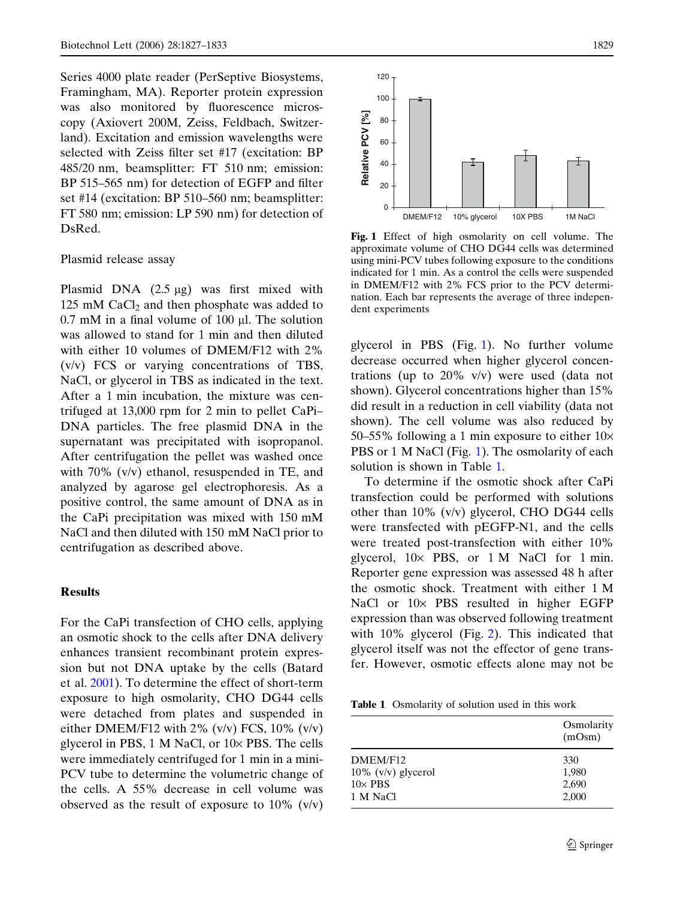Series 4000 plate reader (PerSeptive Biosystems, Framingham, MA). Reporter protein expression was also monitored by fluorescence microscopy (Axiovert 200M, Zeiss, Feldbach, Switzerland). Excitation and emission wavelengths were selected with Zeiss filter set #17 (excitation: BP 485/20 nm, beamsplitter: FT 510 nm; emission: BP 515–565 nm) for detection of EGFP and filter set #14 (excitation: BP 510–560 nm; beamsplitter: FT 580 nm; emission: LP 590 nm) for detection of DsRed.

### Plasmid release assay

Plasmid DNA (2.5 μg) was first mixed with 125 mM $CaCl_2$ and then phosphate was added to 0.7 mM in a final volume of 100 μl. The solution was allowed to stand for 1 min and then diluted with either 10 volumes of DMEM/F12 with 2% (v/v) FCS or varying concentrations of TBS, NaCl, or glycerol in TBS as indicated in the text. After a 1 min incubation, the mixture was centrifuged at 13,000 rpm for 2 min to pellet CaPi–DNA particles. The free plasmid DNA in the supernatant was precipitated with isopropanol. After centrifugation the pellet was washed once with 70% (v/v) ethanol, resuspended in TE, and analyzed by agarose gel electrophoresis. As a positive control, the same amount of DNA as in the CaPi precipitation was mixed with 150 mM NaCl and then diluted with 150 mM NaCl prior to centrifugation as described above.

## Results

For the CaPi transfection of CHO cells, applying an osmotic shock to the cells after DNA delivery enhances transient recombinant protein expression but not DNA uptake by the cells (Batard et al. 2001). To determine the effect of short-term exposure to high osmolarity, CHO DG44 cells were detached from plates and suspended in either DMEM/F12 with 2% (v/v) FCS, 10% (v/v) glycerol in PBS, 1 M NaCl, or 10× PBS. The cells were immediately centrifuged for 1 min in a mini-PCV tube to determine the volumetric change of the cells. A 55% decrease in cell volume was observed as the result of exposure to 10% (v/v) glycerol in PBS (Fig. 1). No further volume decrease occurred when higher glycerol concentrations (up to 20% v/v) were used (data not shown). Glycerol concentrations higher than 15% did result in a reduction in cell viability (data not shown). The cell volume was also reduced by 50–55% following a 1 min exposure to either 10× PBS or 1 M NaCl (Fig. 1). The osmolarity of each solution is shown in Table 1.

**Fig. 1** Effect of high osmolarity on cell volume. The approximate volume of CHO DG44 cells was determined using mini-PCV tubes following exposure to the conditions indicated for 1 min. As a control the cells were suspended in DMEM/F12 with 2% FCS prior to the PCV determination. Each bar represents the average of three independent experiments

To determine if the osmotic shock after CaPi transfection could be performed with solutions other than 10% (v/v) glycerol, CHO DG44 cells were transfected with pEGFP-N1, and the cells were treated post-transfection with either 10% glycerol, 10× PBS, or 1 M NaCl for 1 min. Reporter gene expression was assessed 48 h after the osmotic shock. Treatment with either 1 M NaCl or 10× PBS resulted in higher EGFP expression than was observed following treatment with 10% glycerol (Fig. 2). This indicated that glycerol itself was not the effector of gene transfer. However, osmotic effects alone may not be

**Table 1** Osmolarity of solution used in this work

| | Osmolarity (mOsm) |
|---|---|
| DMEM/F12 | 330 |
| 10% (v/v) glycerol | 1,980 |
| 10× PBS | 2,690 |
| 1 M NaCl | 2,000 |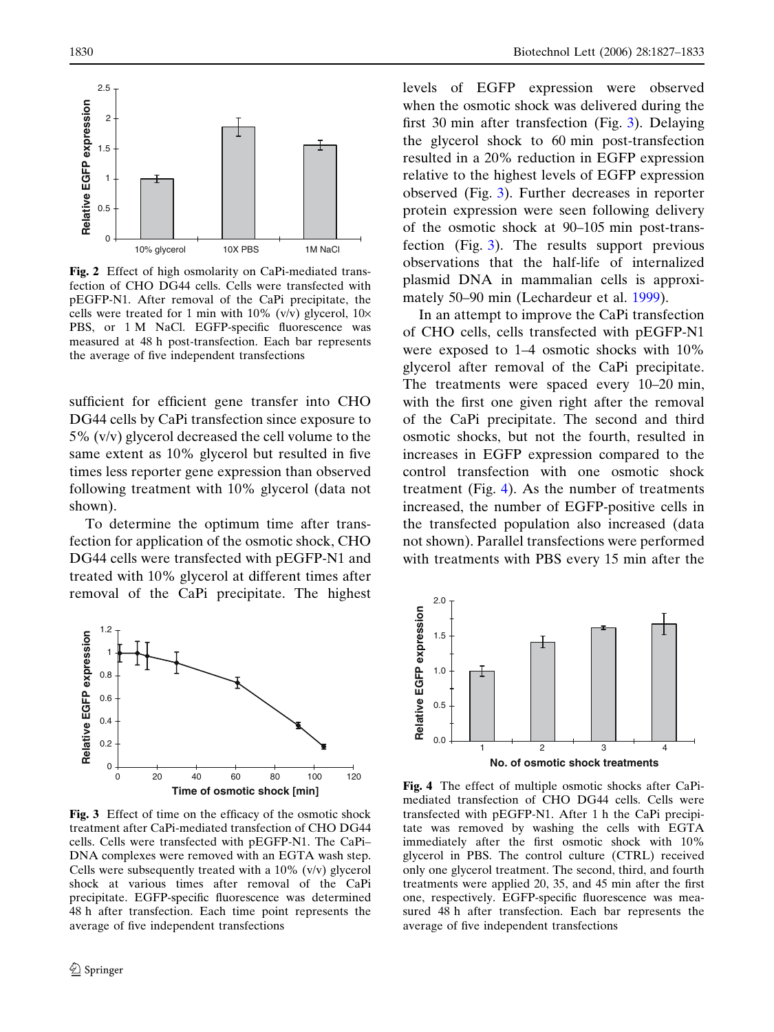**Fig. 2** Effect of high osmolarity on CaPi-mediated transfection of CHO DG44 cells. Cells were transfected with pEGFP-N1. After removal of the CaPi precipitate, the cells were treated for 1 min with 10% (v/v) glycerol, 10× PBS, or 1 M NaCl. EGFP-specific fluorescence was measured at 48 h post-transfection. Each bar represents the average of five independent transfections

sufficient for efficient gene transfer into CHO DG44 cells by CaPi transfection since exposure to 5% (v/v) glycerol decreased the cell volume to the same extent as 10% glycerol but resulted in five times less reporter gene expression than observed following treatment with 10% glycerol (data not shown).

To determine the optimum time after transfection for application of the osmotic shock, CHO DG44 cells were transfected with pEGFP-N1 and treated with 10% glycerol at different times after removal of the CaPi precipitate. The highest levels of EGFP expression were observed when the osmotic shock was delivered during the first 30 min after transfection (Fig. 3). Delaying the glycerol shock to 60 min post-transfection resulted in a 20% reduction in EGFP expression relative to the highest levels of EGFP expression observed (Fig. 3). Further decreases in reporter protein expression were seen following delivery of the osmotic shock at 90–105 min post-transfection (Fig. 3). The results support previous observations that the half-life of internalized plasmid DNA in mammalian cells is approximately 50–90 min (Lechardeur et al. 1999).

In an attempt to improve the CaPi transfection of CHO cells, cells transfected with pEGFP-N1 were exposed to 1–4 osmotic shocks with 10% glycerol after removal of the CaPi precipitate. The treatments were spaced every 10–20 min, with the first one given right after the removal of the CaPi precipitate. The second and third osmotic shocks, but not the fourth, resulted in increases in EGFP expression compared to the control transfection with one osmotic shock treatment (Fig. 4). As the number of treatments increased, the number of EGFP-positive cells in the transfected population also increased (data not shown). Parallel transfections were performed with treatments with PBS every 15 min after the

**Fig. 3** Effect of time on the efficacy of the osmotic shock treatment after CaPi-mediated transfection of CHO DG44 cells. Cells were transfected with pEGFP-N1. The CaPi–DNA complexes were removed with an EGTA wash step. Cells were subsequently treated with a 10% (v/v) glycerol shock at various times after removal of the CaPi precipitate. EGFP-specific fluorescence was determined 48 h after transfection. Each time point represents the average of five independent transfections

**Fig. 4** The effect of multiple osmotic shocks after CaPi-mediated transfection of CHO DG44 cells. Cells were transfected with pEGFP-N1. After 1 h the CaPi precipitate was removed by washing the cells with EGTA immediately after the first osmotic shock with 10% glycerol in PBS. The control culture (CTRL) received only one glycerol treatment. The second, third, and fourth treatments were applied 20, 35, and 45 min after the first one, respectively. EGFP-specific fluorescence was measured 48 h after transfection. Each bar represents the average of five independent transfections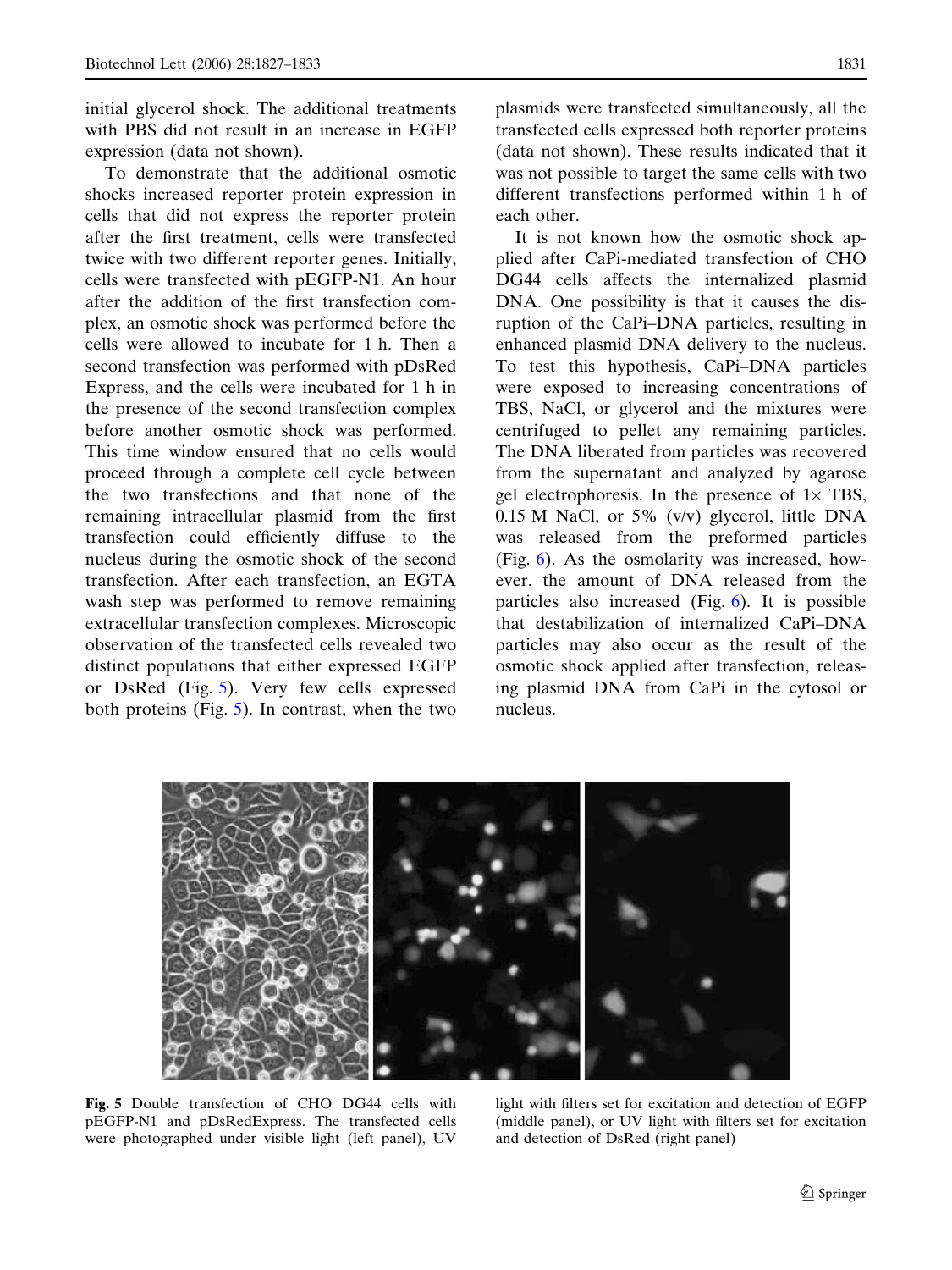initial glycerol shock. The additional treatments with PBS did not result in an increase in EGFP expression (data not shown).

To demonstrate that the additional osmotic shocks increased reporter protein expression in cells that did not express the reporter protein after the first treatment, cells were transfected twice with two different reporter genes. Initially, cells were transfected with pEGFP-N1. An hour after the addition of the first transfection complex, an osmotic shock was performed before the cells were allowed to incubate for 1 h. Then a second transfection was performed with pDsRed Express, and the cells were incubated for 1 h in the presence of the second transfection complex before another osmotic shock was performed. This time window ensured that no cells would proceed through a complete cell cycle between the two transfections and that none of the remaining intracellular plasmid from the first transfection could efficiently diffuse to the nucleus during the osmotic shock of the second transfection. After each transfection, an EGTA wash step was performed to remove remaining extracellular transfection complexes. Microscopic observation of the transfected cells revealed two distinct populations that either expressed EGFP or DsRed (Fig. 5). Very few cells expressed both proteins (Fig. 5). In contrast, when the two plasmids were transfected simultaneously, all the transfected cells expressed both reporter proteins (data not shown). These results indicated that it was not possible to target the same cells with two different transfections performed within 1 h of each other.

It is not known how the osmotic shock applied after CaPi-mediated transfection of CHO DG44 cells affects the internalized plasmid DNA. One possibility is that it causes the disruption of the CaPi–DNA particles, resulting in enhanced plasmid DNA delivery to the nucleus. To test this hypothesis, CaPi–DNA particles were exposed to increasing concentrations of TBS, NaCl, or glycerol and the mixtures were centrifuged to pellet any remaining particles. The DNA liberated from particles was recovered from the supernatant and analyzed by agarose gel electrophoresis. In the presence of 1× TBS, 0.15 M NaCl, or 5% (v/v) glycerol, little DNA was released from the preformed particles (Fig. 6). As the osmolarity was increased, however, the amount of DNA released from the particles also increased (Fig. 6). It is possible that destabilization of internalized CaPi–DNA particles may also occur as the result of the osmotic shock applied after transfection, releasing plasmid DNA from CaPi in the cytosol or nucleus.

**Fig. 5** Double transfection of CHO DG44 cells with pEGFP-N1 and pDsRedExpress. The transfected cells were photographed under visible light (left panel), UV light with filters set for excitation and detection of EGFP (middle panel), or UV light with filters set for excitation and detection of DsRed (right panel)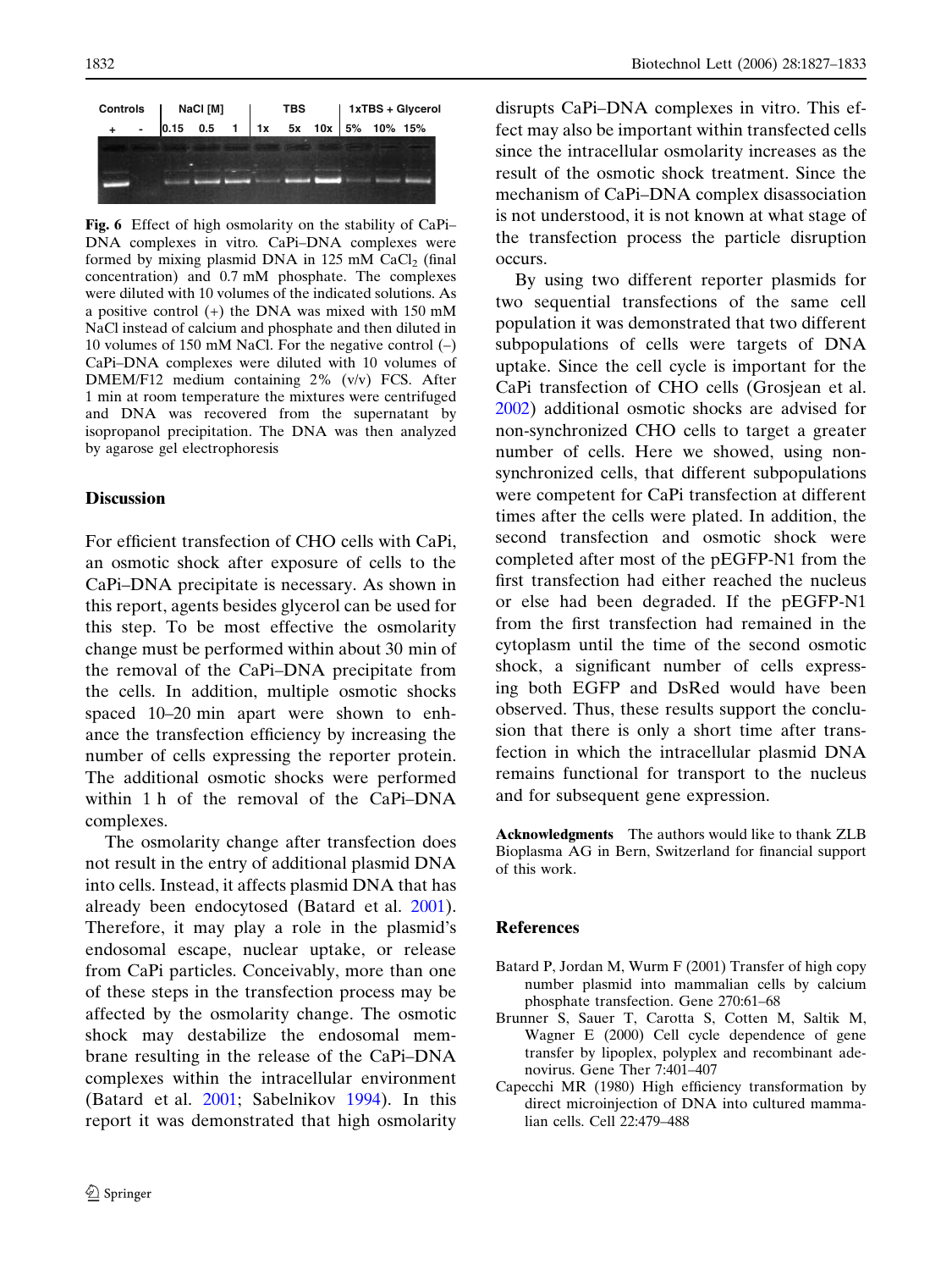Fig. 6 Effect of high osmolarity on the stability of CaPi–DNA complexes in vitro. CaPi–DNA complexes were formed by mixing plasmid DNA in 125 mM $CaCl_2$ (final concentration) and 0.7 mM phosphate. The complexes were diluted with 10 volumes of the indicated solutions. As a positive control (+) the DNA was mixed with 150 mM NaCl instead of calcium and phosphate and then diluted in 10 volumes of 150 mM NaCl. For the negative control (–) CaPi–DNA complexes were diluted with 10 volumes of DMEM/F12 medium containing 2% (v/v) FCS. After 1 min at room temperature the mixtures were centrifuged and DNA was recovered from the supernatant by isopropanol precipitation. The DNA was then analyzed by agarose gel electrophoresis

## Discussion

For efficient transfection of CHO cells with CaPi, an osmotic shock after exposure of cells to the CaPi–DNA precipitate is necessary. As shown in this report, agents besides glycerol can be used for this step. To be most effective the osmolarity change must be performed within about 30 min of the removal of the CaPi–DNA precipitate from the cells. In addition, multiple osmotic shocks spaced 10–20 min apart were shown to enhance the transfection efficiency by increasing the number of cells expressing the reporter protein. The additional osmotic shocks were performed within 1 h of the removal of the CaPi–DNA complexes.

The osmolarity change after transfection does not result in the entry of additional plasmid DNA into cells. Instead, it affects plasmid DNA that has already been endocytosed (Batard et al. 2001). Therefore, it may play a role in the plasmid's endosomal escape, nuclear uptake, or release from CaPi particles. Conceivably, more than one of these steps in the transfection process may be affected by the osmolarity change. The osmotic shock may destabilize the endosomal membrane resulting in the release of the CaPi–DNA complexes within the intracellular environment (Batard et al. 2001; Sabelnikov 1994). In this report it was demonstrated that high osmolarity disrupts CaPi–DNA complexes in vitro. This effect may also be important within transfected cells since the intracellular osmolarity increases as the result of the osmotic shock treatment. Since the mechanism of CaPi–DNA complex disassociation is not understood, it is not known at what stage of the transfection process the particle disruption occurs.

By using two different reporter plasmids for two sequential transfections of the same cell population it was demonstrated that two different subpopulations of cells were targets of DNA uptake. Since the cell cycle is important for the CaPi transfection of CHO cells (Grosjean et al. 2002) additional osmotic shocks are advised for non-synchronized CHO cells to target a greater number of cells. Here we showed, using non-synchronized cells, that different subpopulations were competent for CaPi transfection at different times after the cells were plated. In addition, the second transfection and osmotic shock were completed after most of the pEGFP-N1 from the first transfection had either reached the nucleus or else had been degraded. If the pEGFP-N1 from the first transfection had remained in the cytoplasm until the time of the second osmotic shock, a significant number of cells expressing both EGFP and DsRed would have been observed. Thus, these results support the conclusion that there is only a short time after transfection in which the intracellular plasmid DNA remains functional for transport to the nucleus and for subsequent gene expression.

**Acknowledgments** The authors would like to thank ZLB Bioplasma AG in Bern, Switzerland for financial support of this work.

## References

Batard P, Jordan M, Wurm F (2001) Transfer of high copy number plasmid into mammalian cells by calcium phosphate transfection. Gene 270:61–68

Brunner S, Sauer T, Carotta S, Cotten M, Saltik M, Wagner E (2000) Cell cycle dependence of gene transfer by lipoplex, polyplex and recombinant adenovirus. Gene Ther 7:401–407

Capecchi MR (1980) High efficiency transformation by direct microinjection of DNA into cultured mammalian cells. Cell 22:479–488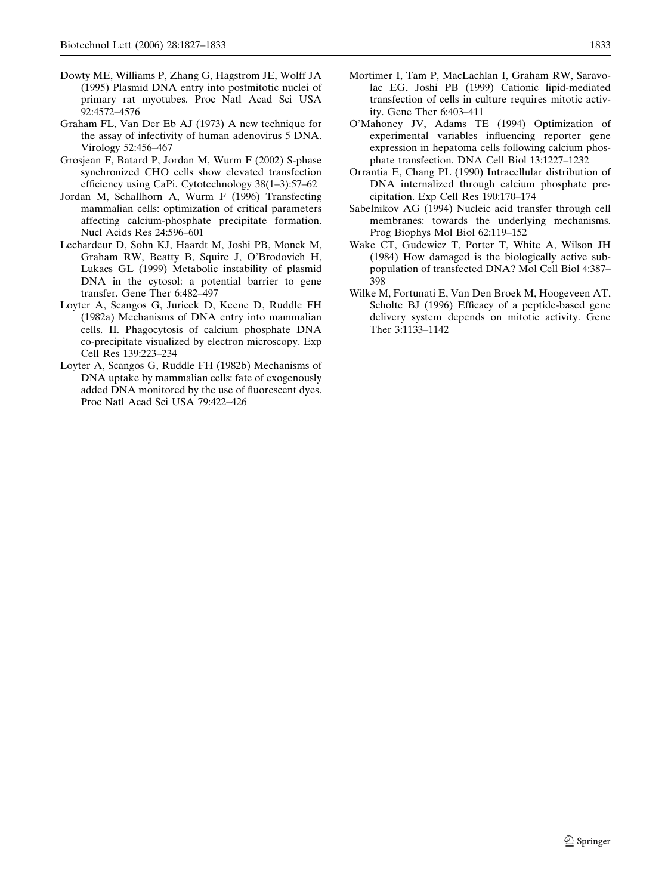Dowty ME, Williams P, Zhang G, Hagstrom JE, Wolff JA (1995) Plasmid DNA entry into postmitotic nuclei of primary rat myotubes. Proc Natl Acad Sci USA 92:4572–4576

Graham FL, Van Der Eb AJ (1973) A new technique for the assay of infectivity of human adenovirus 5 DNA. Virology 52:456–467

Grosjean F, Batard P, Jordan M, Wurm F (2002) S-phase synchronized CHO cells show elevated transfection efficiency using CaPi. Cytotechnology 38(1–3):57–62

Jordan M, Schallhorn A, Wurm F (1996) Transfecting mammalian cells: optimization of critical parameters affecting calcium-phosphate precipitate formation. Nucl Acids Res 24:596–601

Lechardeur D, Sohn KJ, Haardt M, Joshi PB, Monck M, Graham RW, Beatty B, Squire J, O'Brodovich H, Lukacs GL (1999) Metabolic instability of plasmid DNA in the cytosol: a potential barrier to gene transfer. Gene Ther 6:482–497

Loyter A, Scangos G, Juricek D, Keene D, Ruddle FH (1982a) Mechanisms of DNA entry into mammalian cells. II. Phagocytosis of calcium phosphate DNA co-precipitate visualized by electron microscopy. Exp Cell Res 139:223–234

Loyter A, Scangos G, Ruddle FH (1982b) Mechanisms of DNA uptake by mammalian cells: fate of exogenously added DNA monitored by the use of fluorescent dyes. Proc Natl Acad Sci USA 79:422–426

Mortimer I, Tam P, MacLachlan I, Graham RW, Saravolac EG, Joshi PB (1999) Cationic lipid-mediated transfection of cells in culture requires mitotic activity. Gene Ther 6:403–411

O'Mahoney JV, Adams TE (1994) Optimization of experimental variables influencing reporter gene expression in hepatoma cells following calcium phosphate transfection. DNA Cell Biol 13:1227–1232

Orrantia E, Chang PL (1990) Intracellular distribution of DNA internalized through calcium phosphate precipitation. Exp Cell Res 190:170–174

Sabelnikov AG (1994) Nucleic acid transfer through cell membranes: towards the underlying mechanisms. Prog Biophys Mol Biol 62:119–152

Wake CT, Gudewicz T, Porter T, White A, Wilson JH (1984) How damaged is the biologically active subpopulation of transfected DNA? Mol Cell Biol 4:387–398

Wilke M, Fortunati E, Van Den Broek M, Hoogeveen AT, Scholte BJ (1996) Efficacy of a peptide-based gene delivery system depends on mitotic activity. Gene Ther 3:1133–1142